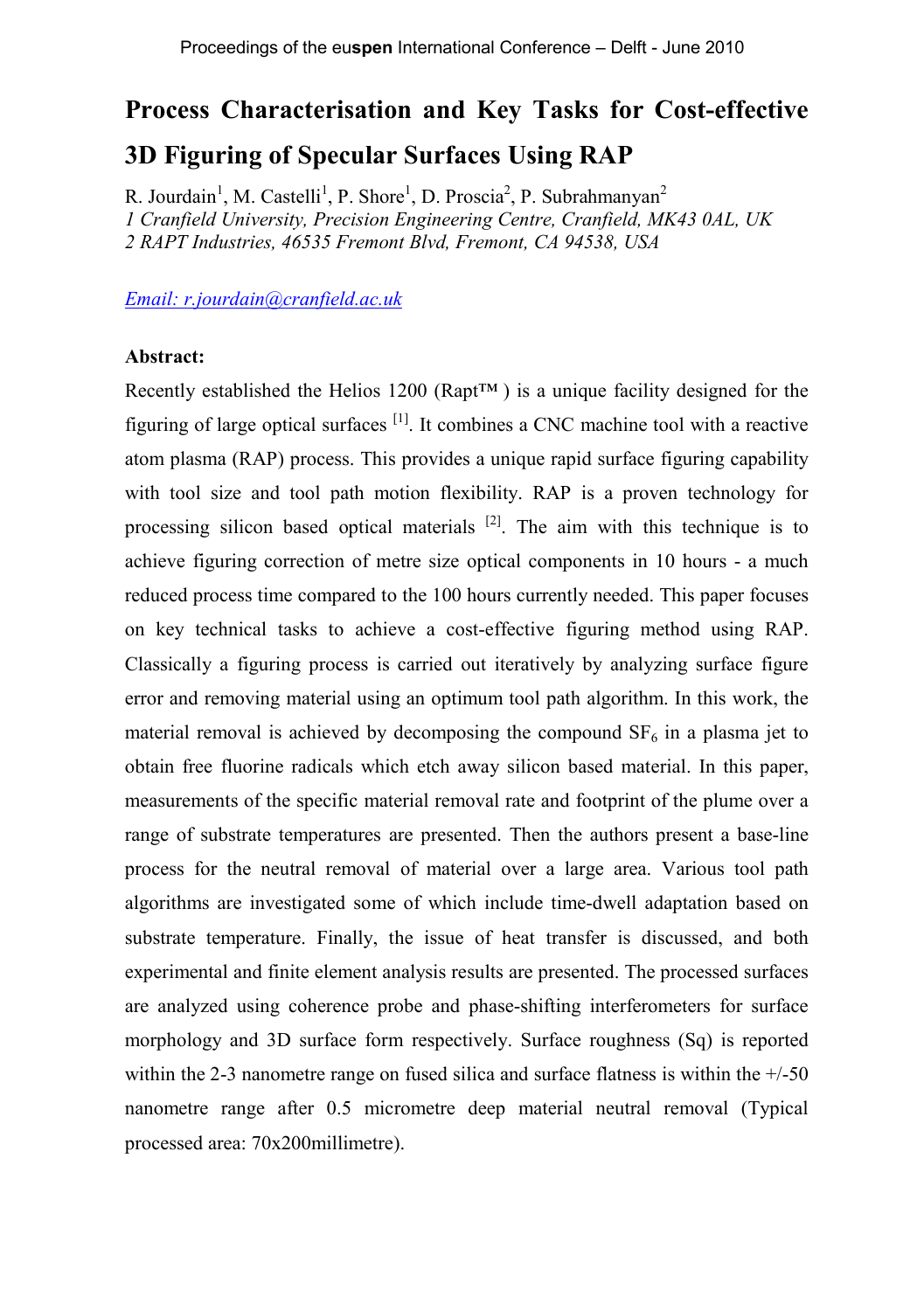# Process Characterisation and Key Tasks for Cost-effective 3D Figuring of Specular Surfaces Using RAP

R. Jourdain[1], M. Castelli[1], P. Shore[1], D. Proscia[2], P. Subrahmanyan[2]

*1 Cranfield University, Precision Engineering Centre, Cranfield, MK43 0AL, UK*

*2 RAPT Industries, 46535 Fremont Blvd, Fremont, CA 94538, USA*

*Email: r.jourdain@cranfield.ac.uk*

**Abstract:**

Recently established the Helios 1200 (Rapt™ ) is a unique facility designed for the figuring of large optical surfaces [1]. It combines a CNC machine tool with a reactive atom plasma (RAP) process. This provides a unique rapid surface figuring capability with tool size and tool path motion flexibility. RAP is a proven technology for processing silicon based optical materials [2]. The aim with this technique is to achieve figuring correction of metre size optical components in 10 hours - a much reduced process time compared to the 100 hours currently needed. This paper focuses on key technical tasks to achieve a cost-effective figuring method using RAP. Classically a figuring process is carried out iteratively by analyzing surface figure error and removing material using an optimum tool path algorithm. In this work, the material removal is achieved by decomposing the compound $SF_6$ in a plasma jet to obtain free fluorine radicals which etch away silicon based material. In this paper, measurements of the specific material removal rate and footprint of the plume over a range of substrate temperatures are presented. Then the authors present a base-line process for the neutral removal of material over a large area. Various tool path algorithms are investigated some of which include time-dwell adaptation based on substrate temperature. Finally, the issue of heat transfer is discussed, and both experimental and finite element analysis results are presented. The processed surfaces are analyzed using coherence probe and phase-shifting interferometers for surface morphology and 3D surface form respectively. Surface roughness (Sq) is reported within the 2-3 nanometre range on fused silica and surface flatness is within the +/-50 nanometre range after 0.5 micrometre deep material neutral removal (Typical processed area: 70x200millimetre).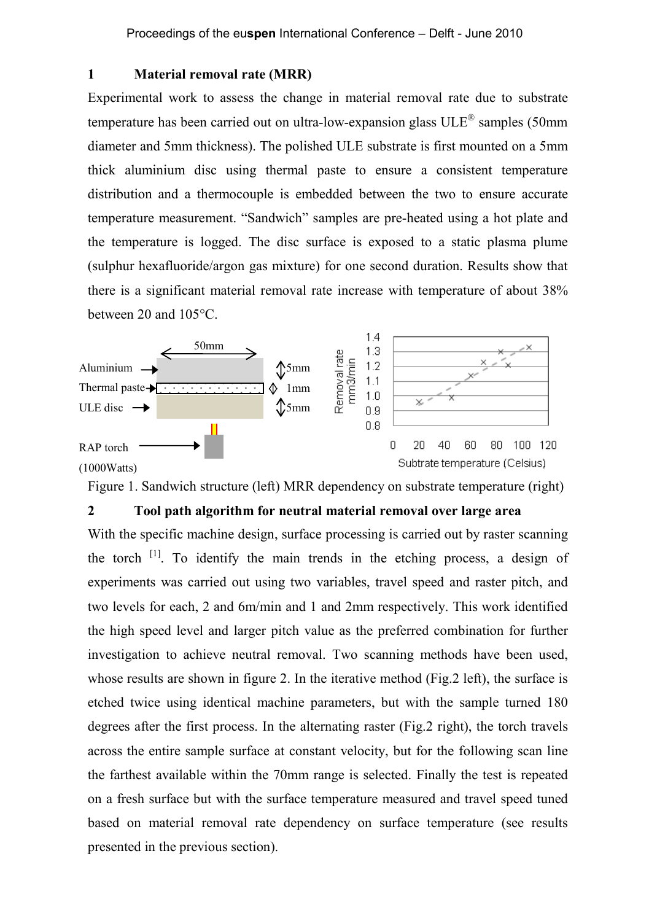## 1 Material removal rate (MRR)

Experimental work to assess the change in material removal rate due to substrate temperature has been carried out on ultra-low-expansion glass ULE® samples (50mm diameter and 5mm thickness). The polished ULE substrate is first mounted on a 5mm thick aluminium disc using thermal paste to ensure a consistent temperature distribution and a thermocouple is embedded between the two to ensure accurate temperature measurement. "Sandwich" samples are pre-heated using a hot plate and the temperature is logged. The disc surface is exposed to a static plasma plume (sulphur hexafluoride/argon gas mixture) for one second duration. Results show that there is a significant material removal rate increase with temperature of about 38% between 20 and 105°C.

Figure 1. Sandwich structure (left) MRR dependency on substrate temperature (right)

## 2 Tool path algorithm for neutral material removal over large area

With the specific machine design, surface processing is carried out by raster scanning the torch [1]. To identify the main trends in the etching process, a design of experiments was carried out using two variables, travel speed and raster pitch, and two levels for each, 2 and 6m/min and 1 and 2mm respectively. This work identified the high speed level and larger pitch value as the preferred combination for further investigation to achieve neutral removal. Two scanning methods have been used, whose results are shown in figure 2. In the iterative method (Fig.2 left), the surface is etched twice using identical machine parameters, but with the sample turned 180 degrees after the first process. In the alternating raster (Fig.2 right), the torch travels across the entire sample surface at constant velocity, but for the following scan line the farthest available within the 70mm range is selected. Finally the test is repeated on a fresh surface but with the surface temperature measured and travel speed tuned based on material removal rate dependency on surface temperature (see results presented in the previous section).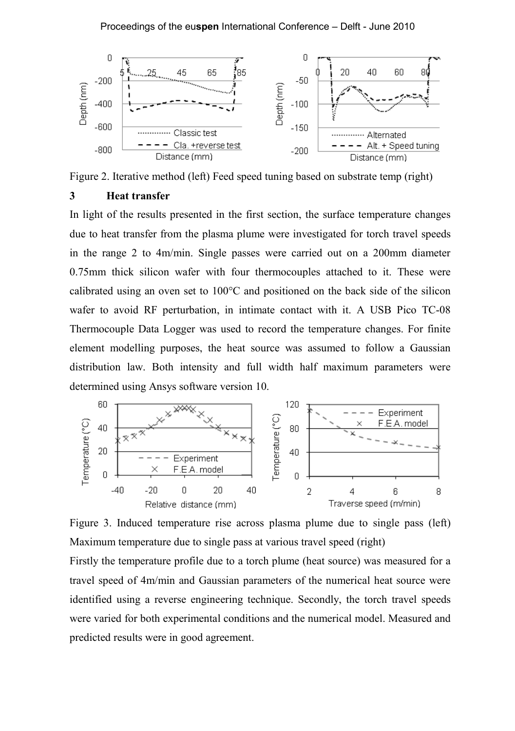Figure 2. Iterative method (left) Feed speed tuning based on substrate temp (right)

## 3 Heat transfer

In light of the results presented in the first section, the surface temperature changes due to heat transfer from the plasma plume were investigated for torch travel speeds in the range 2 to 4m/min. Single passes were carried out on a 200mm diameter 0.75mm thick silicon wafer with four thermocouples attached to it. These were calibrated using an oven set to 100°C and positioned on the back side of the silicon wafer to avoid RF perturbation, in intimate contact with it. A USB Pico TC-08 Thermocouple Data Logger was used to record the temperature changes. For finite element modelling purposes, the heat source was assumed to follow a Gaussian distribution law. Both intensity and full width half maximum parameters were determined using Ansys software version 10.

Figure 3. Induced temperature rise across plasma plume due to single pass (left) Maximum temperature due to single pass at various travel speed (right)

Firstly the temperature profile due to a torch plume (heat source) was measured for a travel speed of 4m/min and Gaussian parameters of the numerical heat source were identified using a reverse engineering technique. Secondly, the torch travel speeds were varied for both experimental conditions and the numerical model. Measured and predicted results were in good agreement.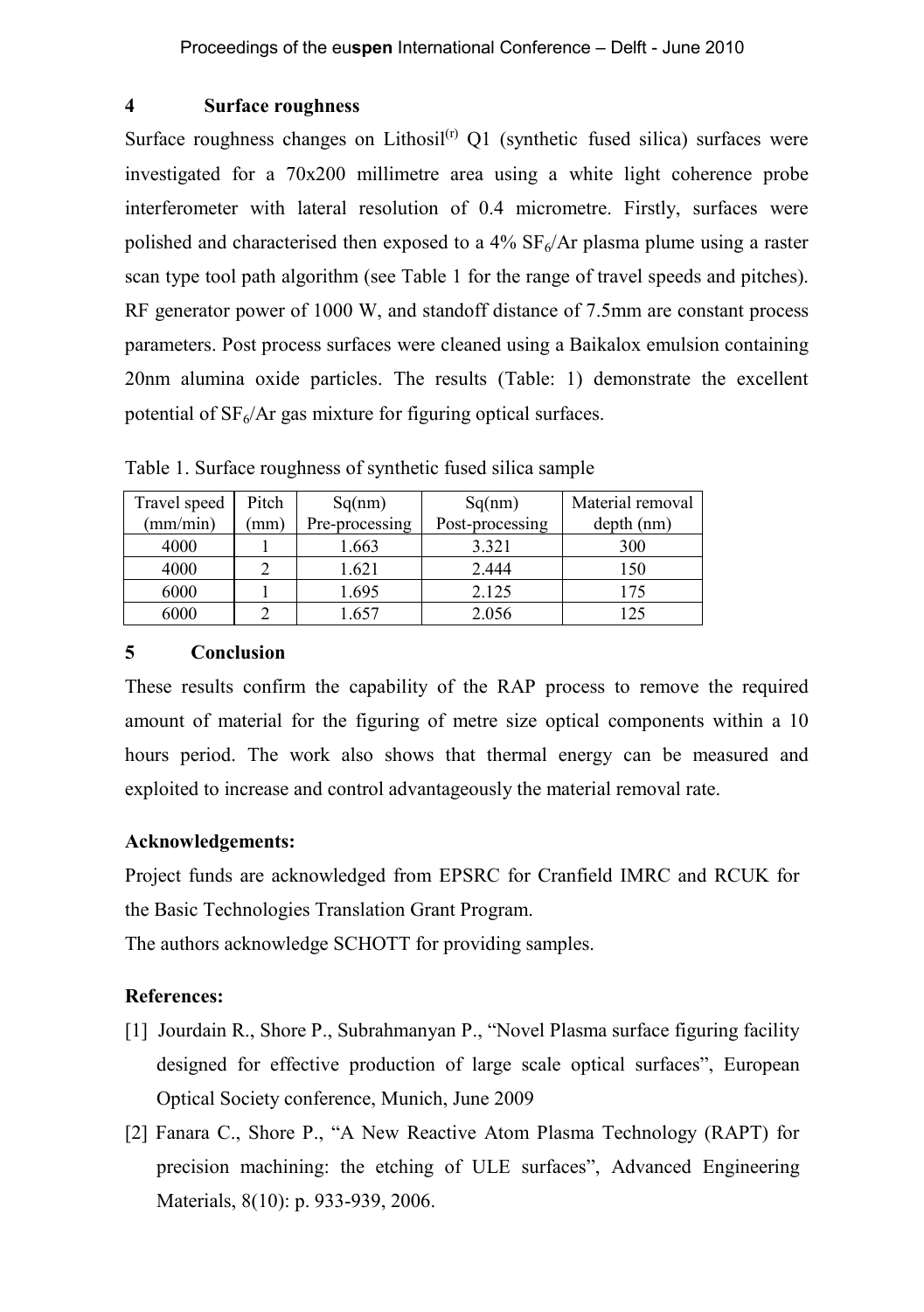## 4 Surface roughness

Surface roughness changes on Lithosil[(r)] Q1 (synthetic fused silica) surfaces were investigated for a 70x200 millimetre area using a white light coherence probe interferometer with lateral resolution of 0.4 micrometre. Firstly, surfaces were polished and characterised then exposed to a 4% $SF_6$/Ar plasma plume using a raster scan type tool path algorithm (see Table 1 for the range of travel speeds and pitches). RF generator power of 1000 W, and standoff distance of 7.5mm are constant process parameters. Post process surfaces were cleaned using a Baikalox emulsion containing 20nm alumina oxide particles. The results (Table: 1) demonstrate the excellent potential of $SF_6$/Ar gas mixture for figuring optical surfaces.

Table 1. Surface roughness of synthetic fused silica sample

| Travel speed (mm/min) | Pitch (mm) | Sq(nm) Pre-processing | Sq(nm) Post-processing | Material removal depth (nm) |
|---|---|---|---|---|
| 4000 | 1 | 1.663 | 3.321 | 300 |
| 4000 | 2 | 1.621 | 2.444 | 150 |
| 6000 | 1 | 1.695 | 2.125 | 175 |
| 6000 | 2 | 1.657 | 2.056 | 125 |

## 5 Conclusion

These results confirm the capability of the RAP process to remove the required amount of material for the figuring of metre size optical components within a 10 hours period. The work also shows that thermal energy can be measured and exploited to increase and control advantageously the material removal rate.

**Acknowledgements:**

Project funds are acknowledged from EPSRC for Cranfield IMRC and RCUK for the Basic Technologies Translation Grant Program.

The authors acknowledge SCHOTT for providing samples.

**References:**

[1] Jourdain R., Shore P., Subrahmanyan P., "Novel Plasma surface figuring facility designed for effective production of large scale optical surfaces", European Optical Society conference, Munich, June 2009

[2] Fanara C., Shore P., "A New Reactive Atom Plasma Technology (RAPT) for precision machining: the etching of ULE surfaces", Advanced Engineering Materials, 8(10): p. 933-939, 2006.